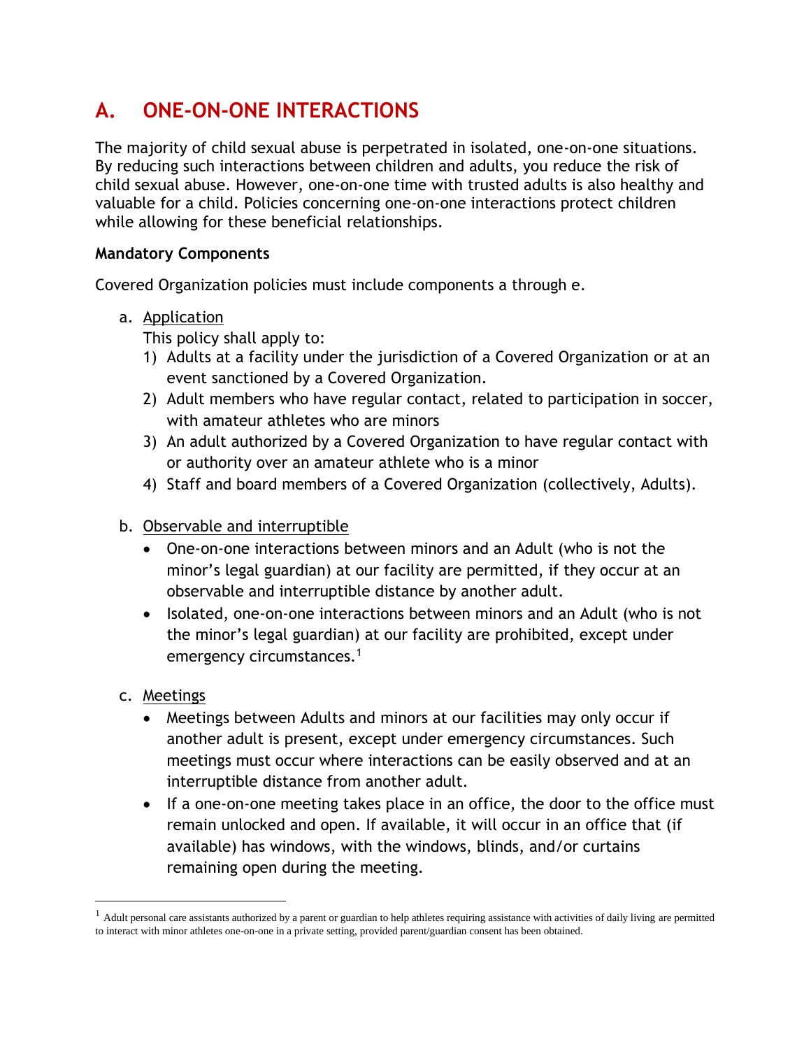## A. ONE-ON-ONE INTERACTIONS

The majority of child sexual abuse is perpetrated in isolated, one-on-one situations. By reducing such interactions between children and adults, you reduce the risk of child sexual abuse. However, one-on-one time with trusted adults is also healthy and valuable for a child. Policies concerning one-on-one interactions protect children while allowing for these beneficial relationships.

**Mandatory Components**

Covered Organization policies must include components a through e.

a. Application
   This policy shall apply to:
   1) Adults at a facility under the jurisdiction of a Covered Organization or at an event sanctioned by a Covered Organization.
   2) Adult members who have regular contact, related to participation in soccer, with amateur athletes who are minors
   3) An adult authorized by a Covered Organization to have regular contact with or authority over an amateur athlete who is a minor
   4) Staff and board members of a Covered Organization (collectively, Adults).

b. Observable and interruptible
   - One-on-one interactions between minors and an Adult (who is not the minor's legal guardian) at our facility are permitted, if they occur at an observable and interruptible distance by another adult.
   - Isolated, one-on-one interactions between minors and an Adult (who is not the minor's legal guardian) at our facility are prohibited, except under emergency circumstances.[1]

c. Meetings
   - Meetings between Adults and minors at our facilities may only occur if another adult is present, except under emergency circumstances. Such meetings must occur where interactions can be easily observed and at an interruptible distance from another adult.
   - If a one-on-one meeting takes place in an office, the door to the office must remain unlocked and open. If available, it will occur in an office that (if available) has windows, with the windows, blinds, and/or curtains remaining open during the meeting.

[1] Adult personal care assistants authorized by a parent or guardian to help athletes requiring assistance with activities of daily living are permitted to interact with minor athletes one-on-one in a private setting, provided parent/guardian consent has been obtained.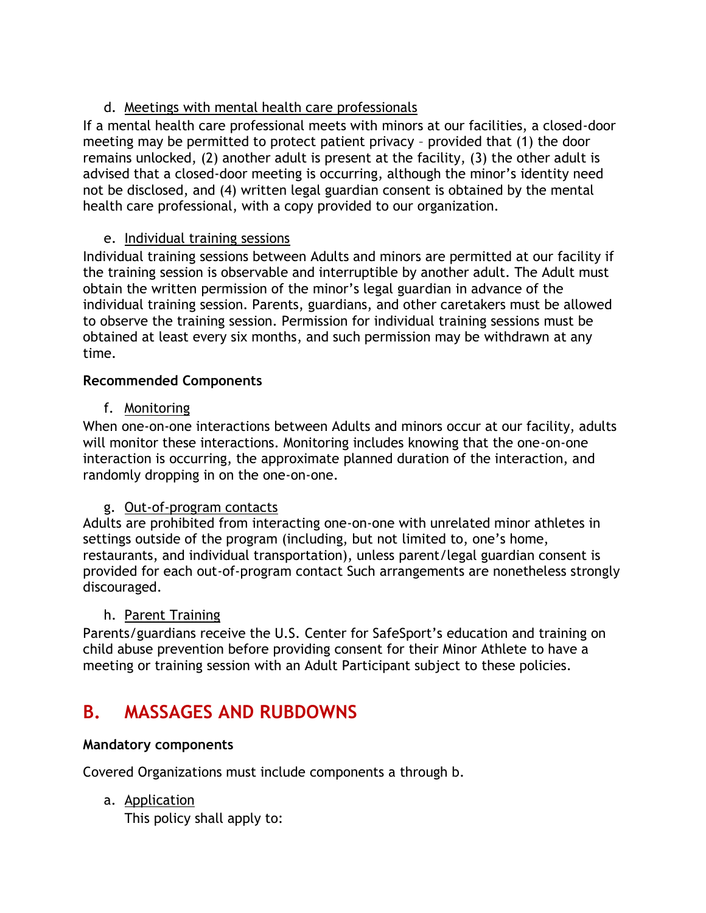d. Meetings with mental health care professionals

If a mental health care professional meets with minors at our facilities, a closed-door meeting may be permitted to protect patient privacy – provided that (1) the door remains unlocked, (2) another adult is present at the facility, (3) the other adult is advised that a closed-door meeting is occurring, although the minor's identity need not be disclosed, and (4) written legal guardian consent is obtained by the mental health care professional, with a copy provided to our organization.

e. Individual training sessions

Individual training sessions between Adults and minors are permitted at our facility if the training session is observable and interruptible by another adult. The Adult must obtain the written permission of the minor's legal guardian in advance of the individual training session. Parents, guardians, and other caretakers must be allowed to observe the training session. Permission for individual training sessions must be obtained at least every six months, and such permission may be withdrawn at any time.

**Recommended Components**

f. Monitoring

When one-on-one interactions between Adults and minors occur at our facility, adults will monitor these interactions. Monitoring includes knowing that the one-on-one interaction is occurring, the approximate planned duration of the interaction, and randomly dropping in on the one-on-one.

g. Out-of-program contacts

Adults are prohibited from interacting one-on-one with unrelated minor athletes in settings outside of the program (including, but not limited to, one's home, restaurants, and individual transportation), unless parent/legal guardian consent is provided for each out-of-program contact Such arrangements are nonetheless strongly discouraged.

h. Parent Training

Parents/guardians receive the U.S. Center for SafeSport's education and training on child abuse prevention before providing consent for their Minor Athlete to have a meeting or training session with an Adult Participant subject to these policies.

## B. MASSAGES AND RUBDOWNS

**Mandatory components**

Covered Organizations must include components a through b.

a. Application

This policy shall apply to: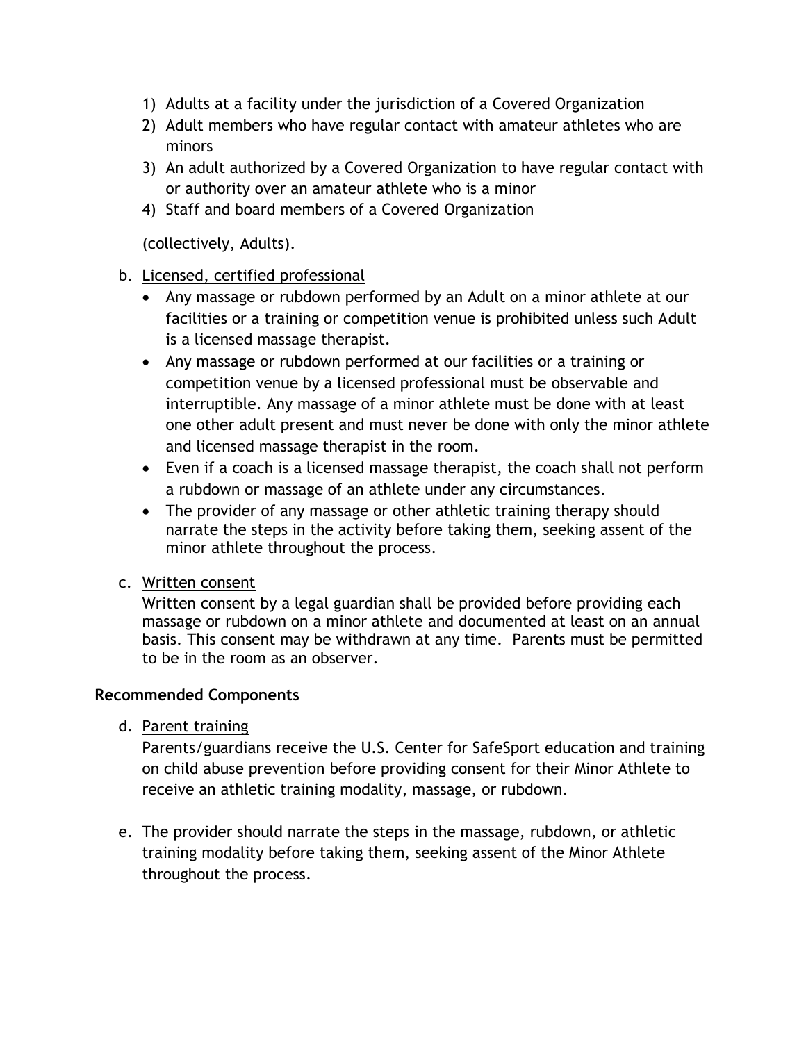1) Adults at a facility under the jurisdiction of a Covered Organization
2) Adult members who have regular contact with amateur athletes who are minors
3) An adult authorized by a Covered Organization to have regular contact with or authority over an amateur athlete who is a minor
4) Staff and board members of a Covered Organization

(collectively, Adults).

b. Licensed, certified professional

- Any massage or rubdown performed by an Adult on a minor athlete at our facilities or a training or competition venue is prohibited unless such Adult is a licensed massage therapist.
- Any massage or rubdown performed at our facilities or a training or competition venue by a licensed professional must be observable and interruptible. Any massage of a minor athlete must be done with at least one other adult present and must never be done with only the minor athlete and licensed massage therapist in the room.
- Even if a coach is a licensed massage therapist, the coach shall not perform a rubdown or massage of an athlete under any circumstances.
- The provider of any massage or other athletic training therapy should narrate the steps in the activity before taking them, seeking assent of the minor athlete throughout the process.

c. Written consent

Written consent by a legal guardian shall be provided before providing each massage or rubdown on a minor athlete and documented at least on an annual basis. This consent may be withdrawn at any time. Parents must be permitted to be in the room as an observer.

**Recommended Components**

d. Parent training

Parents/guardians receive the U.S. Center for SafeSport education and training on child abuse prevention before providing consent for their Minor Athlete to receive an athletic training modality, massage, or rubdown.

e. The provider should narrate the steps in the massage, rubdown, or athletic training modality before taking them, seeking assent of the Minor Athlete throughout the process.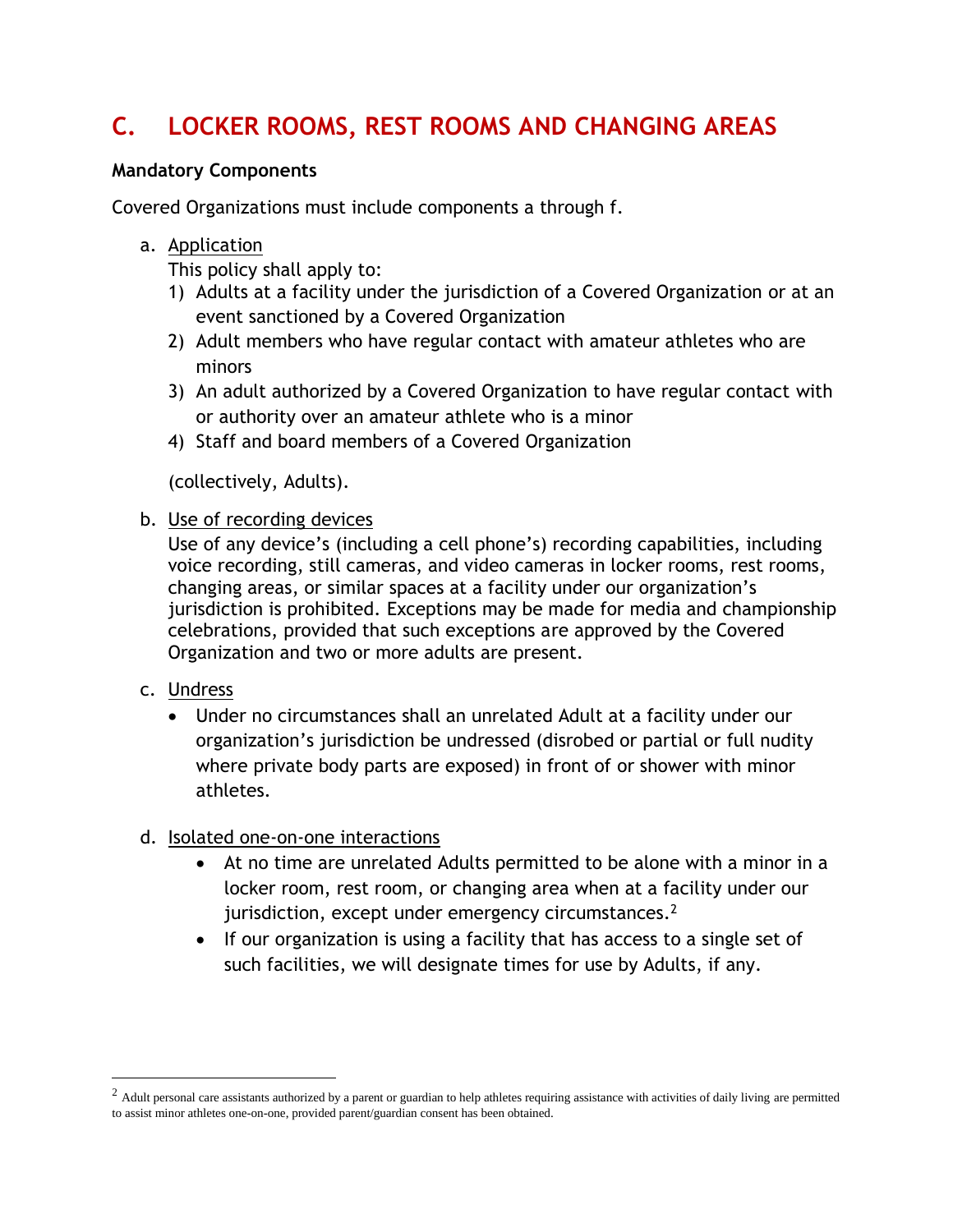## C. LOCKER ROOMS, REST ROOMS AND CHANGING AREAS

**Mandatory Components**

Covered Organizations must include components a through f.

a. Application

   This policy shall apply to:

   1) Adults at a facility under the jurisdiction of a Covered Organization or at an event sanctioned by a Covered Organization
   2) Adult members who have regular contact with amateur athletes who are minors
   3) An adult authorized by a Covered Organization to have regular contact with or authority over an amateur athlete who is a minor
   4) Staff and board members of a Covered Organization

   (collectively, Adults).

b. Use of recording devices

   Use of any device's (including a cell phone's) recording capabilities, including voice recording, still cameras, and video cameras in locker rooms, rest rooms, changing areas, or similar spaces at a facility under our organization's jurisdiction is prohibited. Exceptions may be made for media and championship celebrations, provided that such exceptions are approved by the Covered Organization and two or more adults are present.

c. Undress

   - Under no circumstances shall an unrelated Adult at a facility under our organization's jurisdiction be undressed (disrobed or partial or full nudity where private body parts are exposed) in front of or shower with minor athletes.

d. Isolated one-on-one interactions

   - At no time are unrelated Adults permitted to be alone with a minor in a locker room, rest room, or changing area when at a facility under our jurisdiction, except under emergency circumstances.[2]
   - If our organization is using a facility that has access to a single set of such facilities, we will designate times for use by Adults, if any.

---

[2] Adult personal care assistants authorized by a parent or guardian to help athletes requiring assistance with activities of daily living are permitted to assist minor athletes one-on-one, provided parent/guardian consent has been obtained.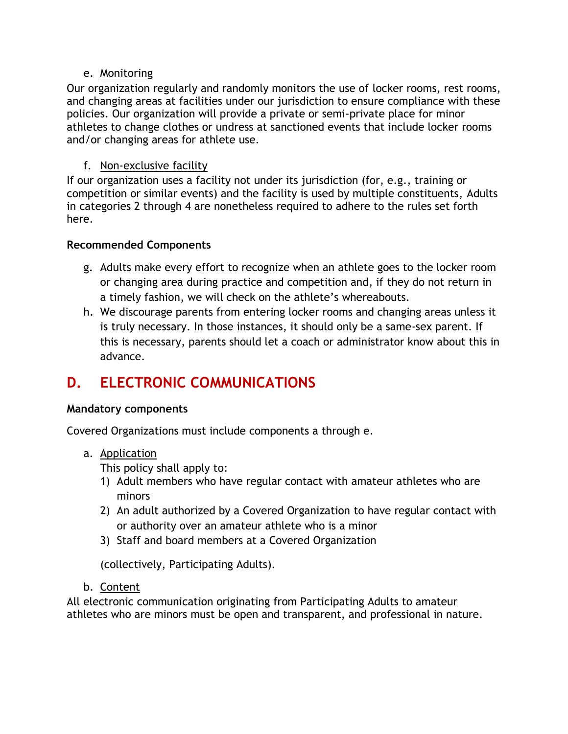e. Monitoring

Our organization regularly and randomly monitors the use of locker rooms, rest rooms, and changing areas at facilities under our jurisdiction to ensure compliance with these policies. Our organization will provide a private or semi-private place for minor athletes to change clothes or undress at sanctioned events that include locker rooms and/or changing areas for athlete use.

f. Non-exclusive facility

If our organization uses a facility not under its jurisdiction (for, e.g., training or competition or similar events) and the facility is used by multiple constituents, Adults in categories 2 through 4 are nonetheless required to adhere to the rules set forth here.

**Recommended Components**

g. Adults make every effort to recognize when an athlete goes to the locker room or changing area during practice and competition and, if they do not return in a timely fashion, we will check on the athlete's whereabouts.
h. We discourage parents from entering locker rooms and changing areas unless it is truly necessary. In those instances, it should only be a same-sex parent. If this is necessary, parents should let a coach or administrator know about this in advance.

## D. ELECTRONIC COMMUNICATIONS

**Mandatory components**

Covered Organizations must include components a through e.

a. Application

   This policy shall apply to:
   1) Adult members who have regular contact with amateur athletes who are minors
   2) An adult authorized by a Covered Organization to have regular contact with or authority over an amateur athlete who is a minor
   3) Staff and board members at a Covered Organization

   (collectively, Participating Adults).

b. Content

All electronic communication originating from Participating Adults to amateur athletes who are minors must be open and transparent, and professional in nature.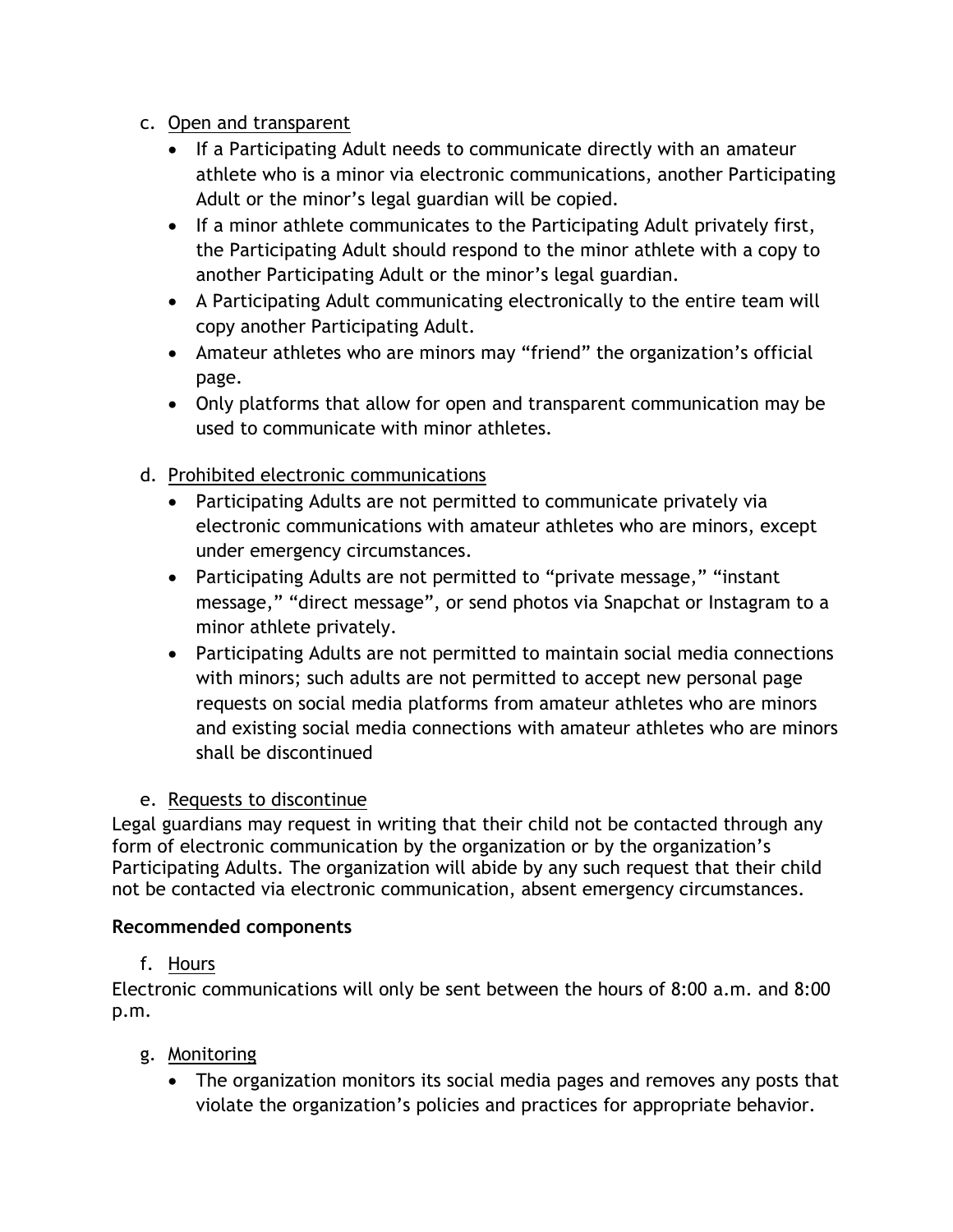c. Open and transparent
   - If a Participating Adult needs to communicate directly with an amateur athlete who is a minor via electronic communications, another Participating Adult or the minor's legal guardian will be copied.
   - If a minor athlete communicates to the Participating Adult privately first, the Participating Adult should respond to the minor athlete with a copy to another Participating Adult or the minor's legal guardian.
   - A Participating Adult communicating electronically to the entire team will copy another Participating Adult.
   - Amateur athletes who are minors may "friend" the organization's official page.
   - Only platforms that allow for open and transparent communication may be used to communicate with minor athletes.

d. Prohibited electronic communications
   - Participating Adults are not permitted to communicate privately via electronic communications with amateur athletes who are minors, except under emergency circumstances.
   - Participating Adults are not permitted to "private message," "instant message," "direct message", or send photos via Snapchat or Instagram to a minor athlete privately.
   - Participating Adults are not permitted to maintain social media connections with minors; such adults are not permitted to accept new personal page requests on social media platforms from amateur athletes who are minors and existing social media connections with amateur athletes who are minors shall be discontinued

e. Requests to discontinue

Legal guardians may request in writing that their child not be contacted through any form of electronic communication by the organization or by the organization's Participating Adults. The organization will abide by any such request that their child not be contacted via electronic communication, absent emergency circumstances.

**Recommended components**

f. Hours

Electronic communications will only be sent between the hours of 8:00 a.m. and 8:00 p.m.

g. Monitoring
   - The organization monitors its social media pages and removes any posts that violate the organization's policies and practices for appropriate behavior.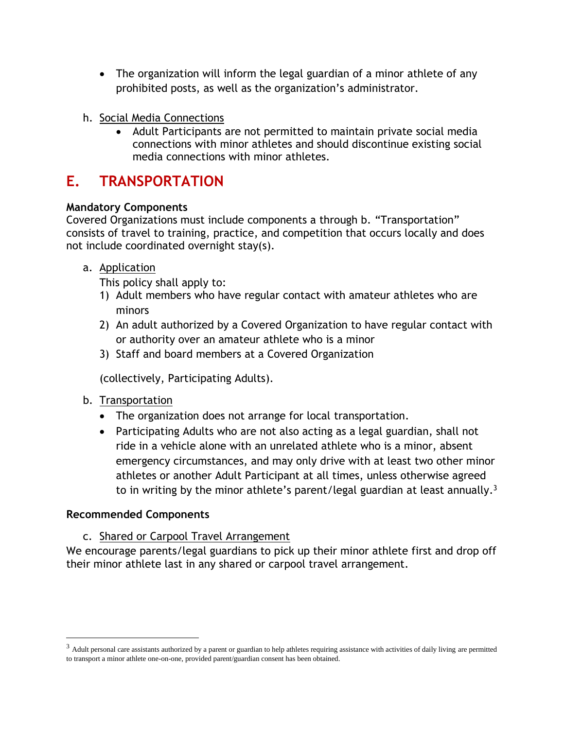- The organization will inform the legal guardian of a minor athlete of any prohibited posts, as well as the organization's administrator.

h. Social Media Connections
   - Adult Participants are not permitted to maintain private social media connections with minor athletes and should discontinue existing social media connections with minor athletes.

## E. TRANSPORTATION

**Mandatory Components**
Covered Organizations must include components a through b. "Transportation" consists of travel to training, practice, and competition that occurs locally and does not include coordinated overnight stay(s).

a. Application
   This policy shall apply to:
   1) Adult members who have regular contact with amateur athletes who are minors
   2) An adult authorized by a Covered Organization to have regular contact with or authority over an amateur athlete who is a minor
   3) Staff and board members at a Covered Organization

   (collectively, Participating Adults).

b. Transportation
   - The organization does not arrange for local transportation.
   - Participating Adults who are not also acting as a legal guardian, shall not ride in a vehicle alone with an unrelated athlete who is a minor, absent emergency circumstances, and may only drive with at least two other minor athletes or another Adult Participant at all times, unless otherwise agreed to in writing by the minor athlete's parent/legal guardian at least annually.[3]

**Recommended Components**

c. Shared or Carpool Travel Arrangement

We encourage parents/legal guardians to pick up their minor athlete first and drop off their minor athlete last in any shared or carpool travel arrangement.

[3] Adult personal care assistants authorized by a parent or guardian to help athletes requiring assistance with activities of daily living are permitted to transport a minor athlete one-on-one, provided parent/guardian consent has been obtained.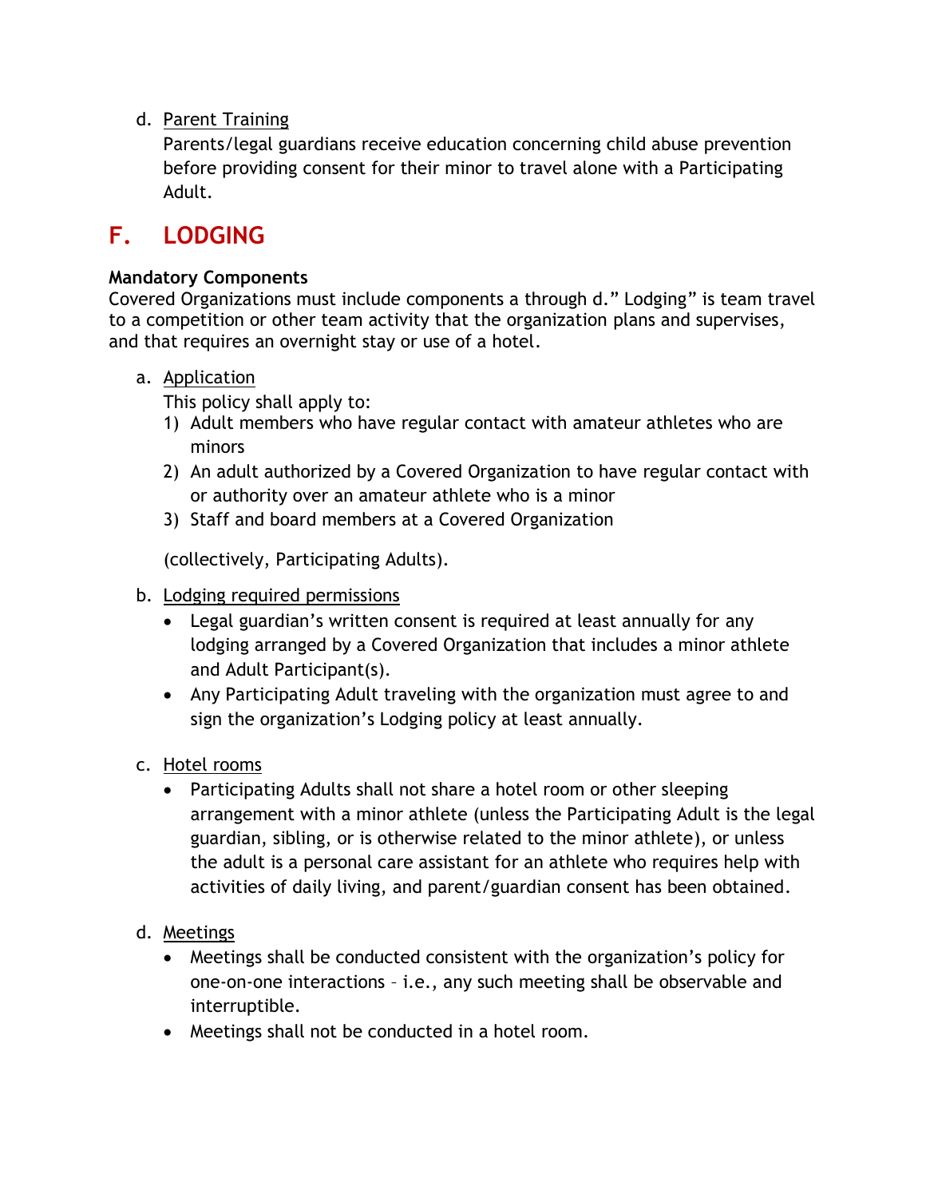d. Parent Training

Parents/legal guardians receive education concerning child abuse prevention before providing consent for their minor to travel alone with a Participating Adult.

## F. LODGING

**Mandatory Components**

Covered Organizations must include components a through d." Lodging" is team travel to a competition or other team activity that the organization plans and supervises, and that requires an overnight stay or use of a hotel.

a. Application

This policy shall apply to:

1) Adult members who have regular contact with amateur athletes who are minors
2) An adult authorized by a Covered Organization to have regular contact with or authority over an amateur athlete who is a minor
3) Staff and board members at a Covered Organization

(collectively, Participating Adults).

b. Lodging required permissions

- Legal guardian's written consent is required at least annually for any lodging arranged by a Covered Organization that includes a minor athlete and Adult Participant(s).
- Any Participating Adult traveling with the organization must agree to and sign the organization's Lodging policy at least annually.

c. Hotel rooms

- Participating Adults shall not share a hotel room or other sleeping arrangement with a minor athlete (unless the Participating Adult is the legal guardian, sibling, or is otherwise related to the minor athlete), or unless the adult is a personal care assistant for an athlete who requires help with activities of daily living, and parent/guardian consent has been obtained.

d. Meetings

- Meetings shall be conducted consistent with the organization's policy for one-on-one interactions – i.e., any such meeting shall be observable and interruptible.
- Meetings shall not be conducted in a hotel room.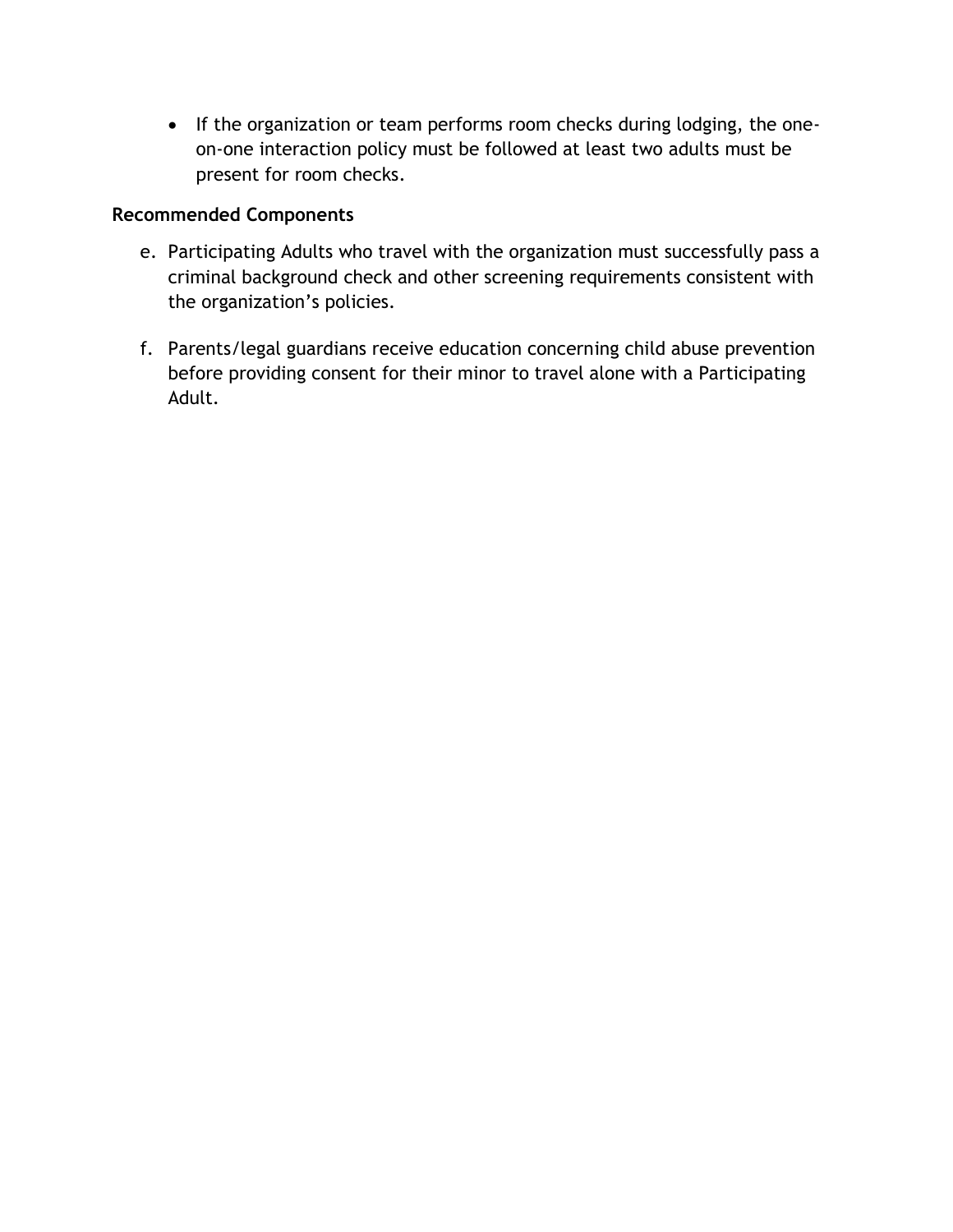- If the organization or team performs room checks during lodging, the one-on-one interaction policy must be followed at least two adults must be present for room checks.

**Recommended Components**

e. Participating Adults who travel with the organization must successfully pass a criminal background check and other screening requirements consistent with the organization's policies.

f. Parents/legal guardians receive education concerning child abuse prevention before providing consent for their minor to travel alone with a Participating Adult.